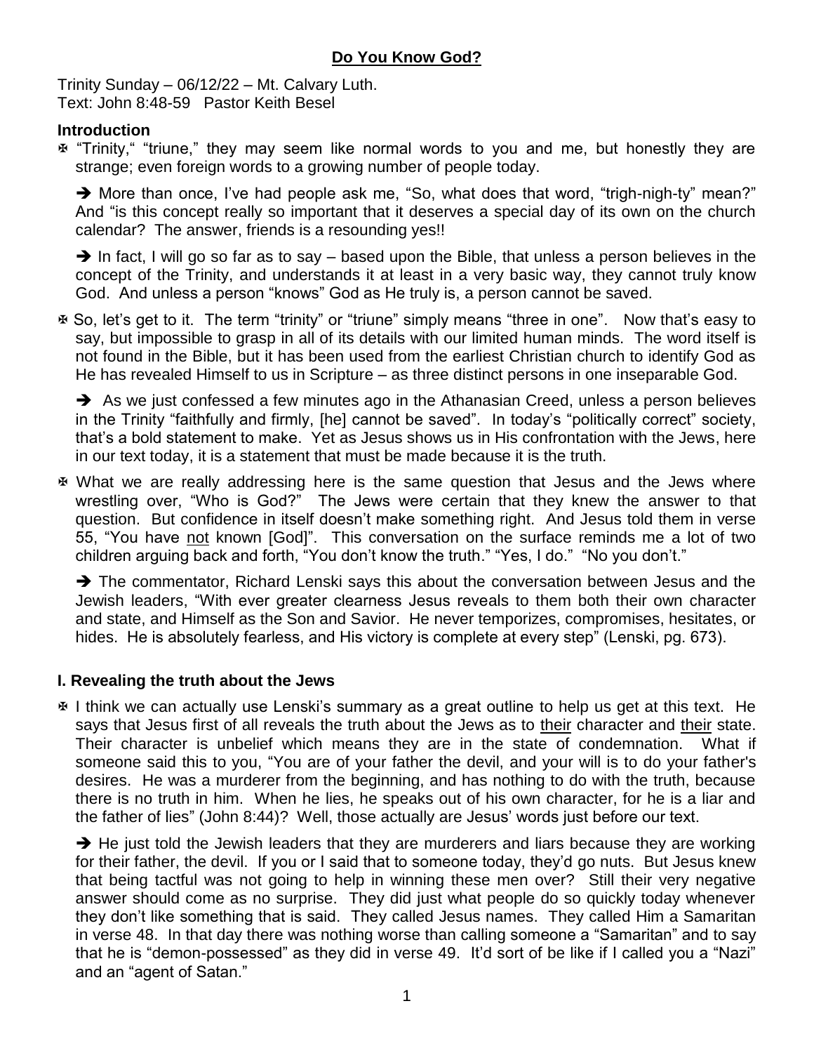# **Do You Know God?**

Trinity Sunday – 06/12/22 – Mt. Calvary Luth.
Text: John 8:48-59 Pastor Keith Besel

### **Introduction**

✠ "Trinity," "triune," they may seem like normal words to you and me, but honestly they are strange; even foreign words to a growing number of people today.

➔ More than once, I've had people ask me, "So, what does that word, "trigh-nigh-ty" mean?" And "is this concept really so important that it deserves a special day of its own on the church calendar? The answer, friends is a resounding yes!!

➔ In fact, I will go so far as to say – based upon the Bible, that unless a person believes in the concept of the Trinity, and understands it at least in a very basic way, they cannot truly know God. And unless a person "knows" God as He truly is, a person cannot be saved.

✠ So, let's get to it. The term "trinity" or "triune" simply means "three in one". Now that's easy to say, but impossible to grasp in all of its details with our limited human minds. The word itself is not found in the Bible, but it has been used from the earliest Christian church to identify God as He has revealed Himself to us in Scripture – as three distinct persons in one inseparable God.

➔ As we just confessed a few minutes ago in the Athanasian Creed, unless a person believes in the Trinity "faithfully and firmly, [he] cannot be saved". In today's "politically correct" society, that's a bold statement to make. Yet as Jesus shows us in His confrontation with the Jews, here in our text today, it is a statement that must be made because it is the truth.

✠ What we are really addressing here is the same question that Jesus and the Jews where wrestling over, "Who is God?" The Jews were certain that they knew the answer to that question. But confidence in itself doesn't make something right. And Jesus told them in verse 55, "You have not known [God]". This conversation on the surface reminds me a lot of two children arguing back and forth, "You don't know the truth." "Yes, I do." "No you don't."

➔ The commentator, Richard Lenski says this about the conversation between Jesus and the Jewish leaders, "With ever greater clearness Jesus reveals to them both their own character and state, and Himself as the Son and Savior. He never temporizes, compromises, hesitates, or hides. He is absolutely fearless, and His victory is complete at every step" (Lenski, pg. 673).

### **I. Revealing the truth about the Jews**

✠ I think we can actually use Lenski's summary as a great outline to help us get at this text. He says that Jesus first of all reveals the truth about the Jews as to their character and their state. Their character is unbelief which means they are in the state of condemnation. What if someone said this to you, "You are of your father the devil, and your will is to do your father's desires. He was a murderer from the beginning, and has nothing to do with the truth, because there is no truth in him. When he lies, he speaks out of his own character, for he is a liar and the father of lies" (John 8:44)? Well, those actually are Jesus' words just before our text.

➔ He just told the Jewish leaders that they are murderers and liars because they are working for their father, the devil. If you or I said that to someone today, they'd go nuts. But Jesus knew that being tactful was not going to help in winning these men over? Still their very negative answer should come as no surprise. They did just what people do so quickly today whenever they don't like something that is said. They called Jesus names. They called Him a Samaritan in verse 48. In that day there was nothing worse than calling someone a "Samaritan" and to say that he is "demon-possessed" as they did in verse 49. It'd sort of be like if I called you a "Nazi" and an "agent of Satan."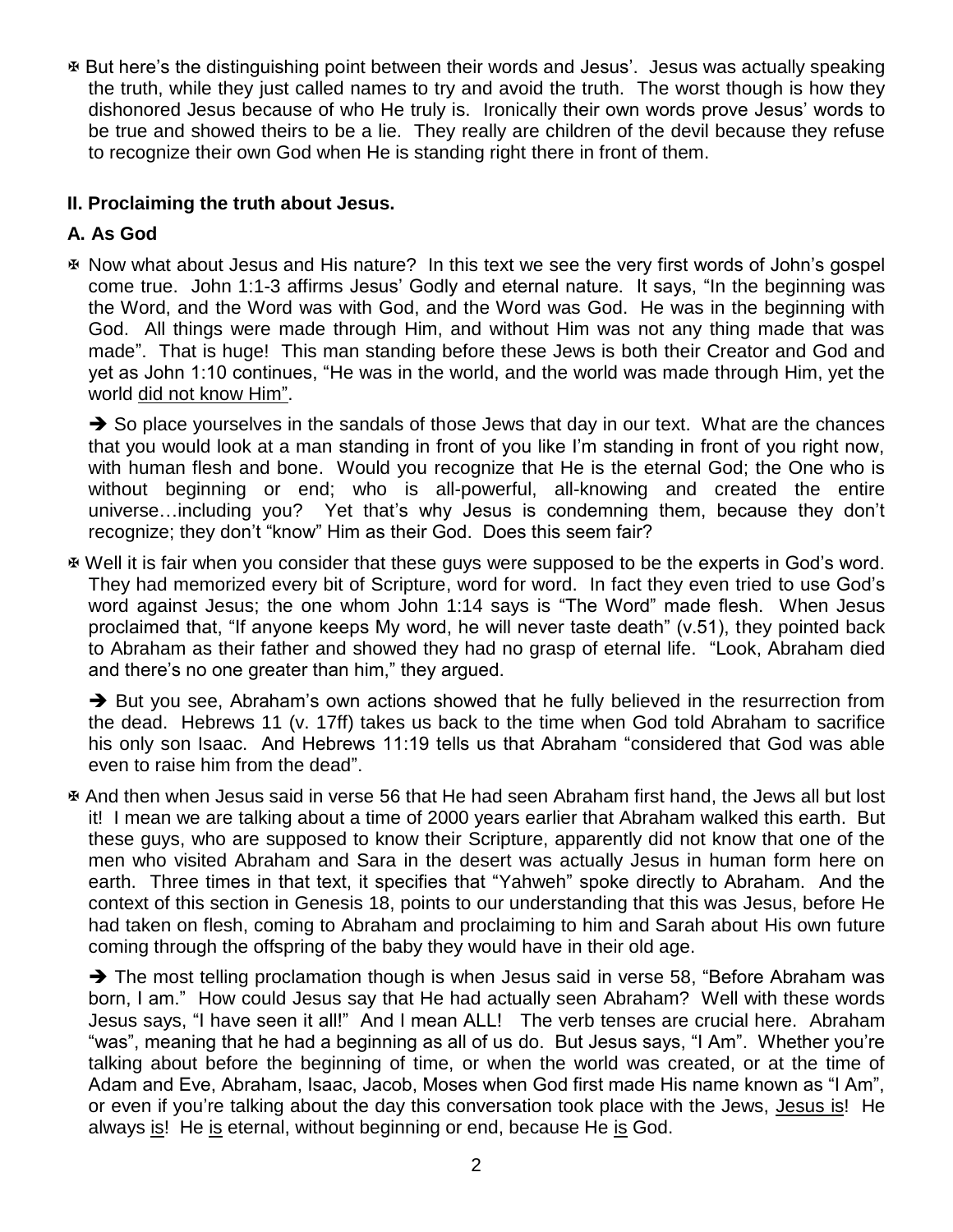✠ But here's the distinguishing point between their words and Jesus'. Jesus was actually speaking the truth, while they just called names to try and avoid the truth. The worst though is how they dishonored Jesus because of who He truly is. Ironically their own words prove Jesus' words to be true and showed theirs to be a lie. They really are children of the devil because they refuse to recognize their own God when He is standing right there in front of them.

## II. Proclaiming the truth about Jesus.

### A. As God

✠ Now what about Jesus and His nature? In this text we see the very first words of John's gospel come true. John 1:1-3 affirms Jesus' Godly and eternal nature. It says, "In the beginning was the Word, and the Word was with God, and the Word was God. He was in the beginning with God. All things were made through Him, and without Him was not any thing made that was made". That is huge! This man standing before these Jews is both their Creator and God and yet as John 1:10 continues, "He was in the world, and the world was made through Him, yet the world <u>did not know Him</u>".

➔ So place yourselves in the sandals of those Jews that day in our text. What are the chances that you would look at a man standing in front of you like I'm standing in front of you right now, with human flesh and bone. Would you recognize that He is the eternal God; the One who is without beginning or end; who is all-powerful, all-knowing and created the entire universe…including you? Yet that's why Jesus is condemning them, because they don't recognize; they don't "know" Him as their God. Does this seem fair?

✠ Well it is fair when you consider that these guys were supposed to be the experts in God's word. They had memorized every bit of Scripture, word for word. In fact they even tried to use God's word against Jesus; the one whom John 1:14 says is "The Word" made flesh. When Jesus proclaimed that, "If anyone keeps My word, he will never taste death" (v.51), they pointed back to Abraham as their father and showed they had no grasp of eternal life. "Look, Abraham died and there's no one greater than him," they argued.

➔ But you see, Abraham's own actions showed that he fully believed in the resurrection from the dead. Hebrews 11 (v. 17ff) takes us back to the time when God told Abraham to sacrifice his only son Isaac. And Hebrews 11:19 tells us that Abraham "considered that God was able even to raise him from the dead".

✠ And then when Jesus said in verse 56 that He had seen Abraham first hand, the Jews all but lost it! I mean we are talking about a time of 2000 years earlier that Abraham walked this earth. But these guys, who are supposed to know their Scripture, apparently did not know that one of the men who visited Abraham and Sara in the desert was actually Jesus in human form here on earth. Three times in that text, it specifies that "Yahweh" spoke directly to Abraham. And the context of this section in Genesis 18, points to our understanding that this was Jesus, before He had taken on flesh, coming to Abraham and proclaiming to him and Sarah about His own future coming through the offspring of the baby they would have in their old age.

➔ The most telling proclamation though is when Jesus said in verse 58, "Before Abraham was born, I am." How could Jesus say that He had actually seen Abraham? Well with these words Jesus says, "I have seen it all!" And I mean ALL! The verb tenses are crucial here. Abraham "was", meaning that he had a beginning as all of us do. But Jesus says, "I Am". Whether you're talking about before the beginning of time, or when the world was created, or at the time of Adam and Eve, Abraham, Isaac, Jacob, Moses when God first made His name known as "I Am", or even if you're talking about the day this conversation took place with the Jews, <u>Jesus is</u>! He always <u>is</u>! He <u>is</u> eternal, without beginning or end, because He <u>is</u> God.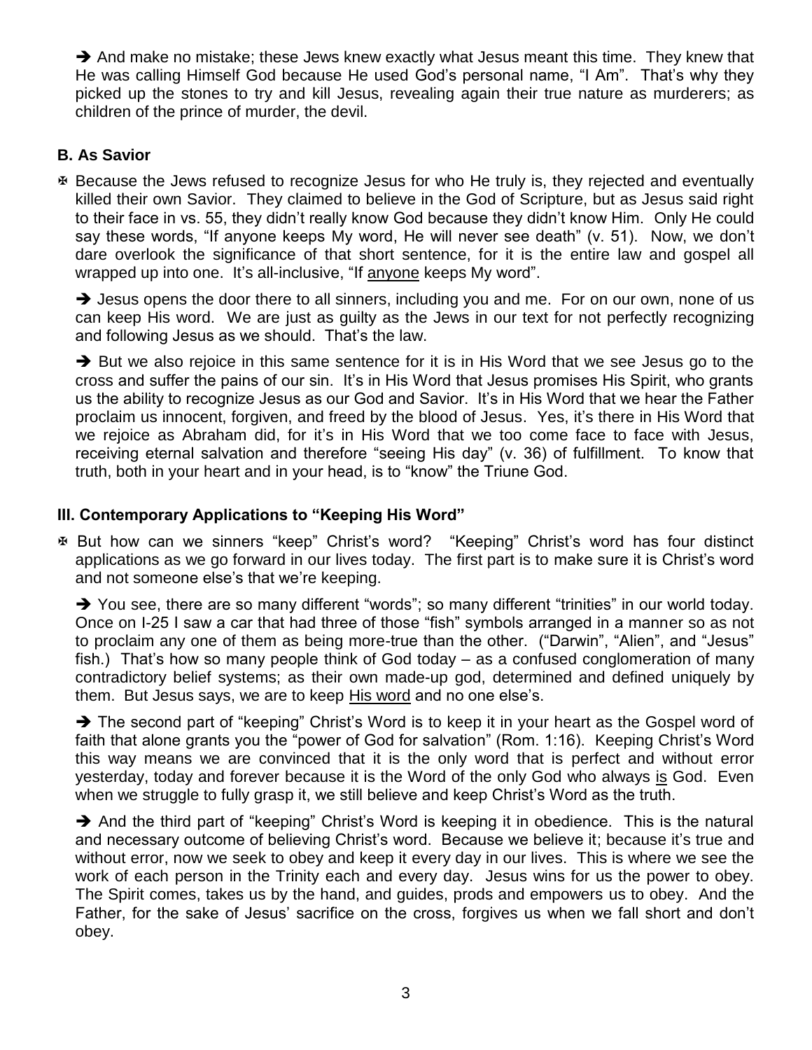➔ And make no mistake; these Jews knew exactly what Jesus meant this time. They knew that He was calling Himself God because He used God's personal name, "I Am". That's why they picked up the stones to try and kill Jesus, revealing again their true nature as murderers; as children of the prince of murder, the devil.

### B. As Savior

✠ Because the Jews refused to recognize Jesus for who He truly is, they rejected and eventually killed their own Savior. They claimed to believe in the God of Scripture, but as Jesus said right to their face in vs. 55, they didn't really know God because they didn't know Him. Only He could say these words, "If anyone keeps My word, He will never see death" (v. 51). Now, we don't dare overlook the significance of that short sentence, for it is the entire law and gospel all wrapped up into one. It's all-inclusive, "If <u>anyone</u> keeps My word".

➔ Jesus opens the door there to all sinners, including you and me. For on our own, none of us can keep His word. We are just as guilty as the Jews in our text for not perfectly recognizing and following Jesus as we should. That's the law.

➔ But we also rejoice in this same sentence for it is in His Word that we see Jesus go to the cross and suffer the pains of our sin. It's in His Word that Jesus promises His Spirit, who grants us the ability to recognize Jesus as our God and Savior. It's in His Word that we hear the Father proclaim us innocent, forgiven, and freed by the blood of Jesus. Yes, it's there in His Word that we rejoice as Abraham did, for it's in His Word that we too come face to face with Jesus, receiving eternal salvation and therefore "seeing His day" (v. 36) of fulfillment. To know that truth, both in your heart and in your head, is to "know" the Triune God.

## III. Contemporary Applications to "Keeping His Word"

✠ But how can we sinners "keep" Christ's word? "Keeping" Christ's word has four distinct applications as we go forward in our lives today. The first part is to make sure it is Christ's word and not someone else's that we're keeping.

➔ You see, there are so many different "words"; so many different "trinities" in our world today. Once on I-25 I saw a car that had three of those "fish" symbols arranged in a manner so as not to proclaim any one of them as being more-true than the other. ("Darwin", "Alien", and "Jesus" fish.) That's how so many people think of God today – as a confused conglomeration of many contradictory belief systems; as their own made-up god, determined and defined uniquely by them. But Jesus says, we are to keep <u>His word</u> and no one else's.

➔ The second part of "keeping" Christ's Word is to keep it in your heart as the Gospel word of faith that alone grants you the "power of God for salvation" (Rom. 1:16). Keeping Christ's Word this way means we are convinced that it is the only word that is perfect and without error yesterday, today and forever because it is the Word of the only God who always <u>is</u> God. Even when we struggle to fully grasp it, we still believe and keep Christ's Word as the truth.

➔ And the third part of "keeping" Christ's Word is keeping it in obedience. This is the natural and necessary outcome of believing Christ's word. Because we believe it; because it's true and without error, now we seek to obey and keep it every day in our lives. This is where we see the work of each person in the Trinity each and every day. Jesus wins for us the power to obey. The Spirit comes, takes us by the hand, and guides, prods and empowers us to obey. And the Father, for the sake of Jesus' sacrifice on the cross, forgives us when we fall short and don't obey.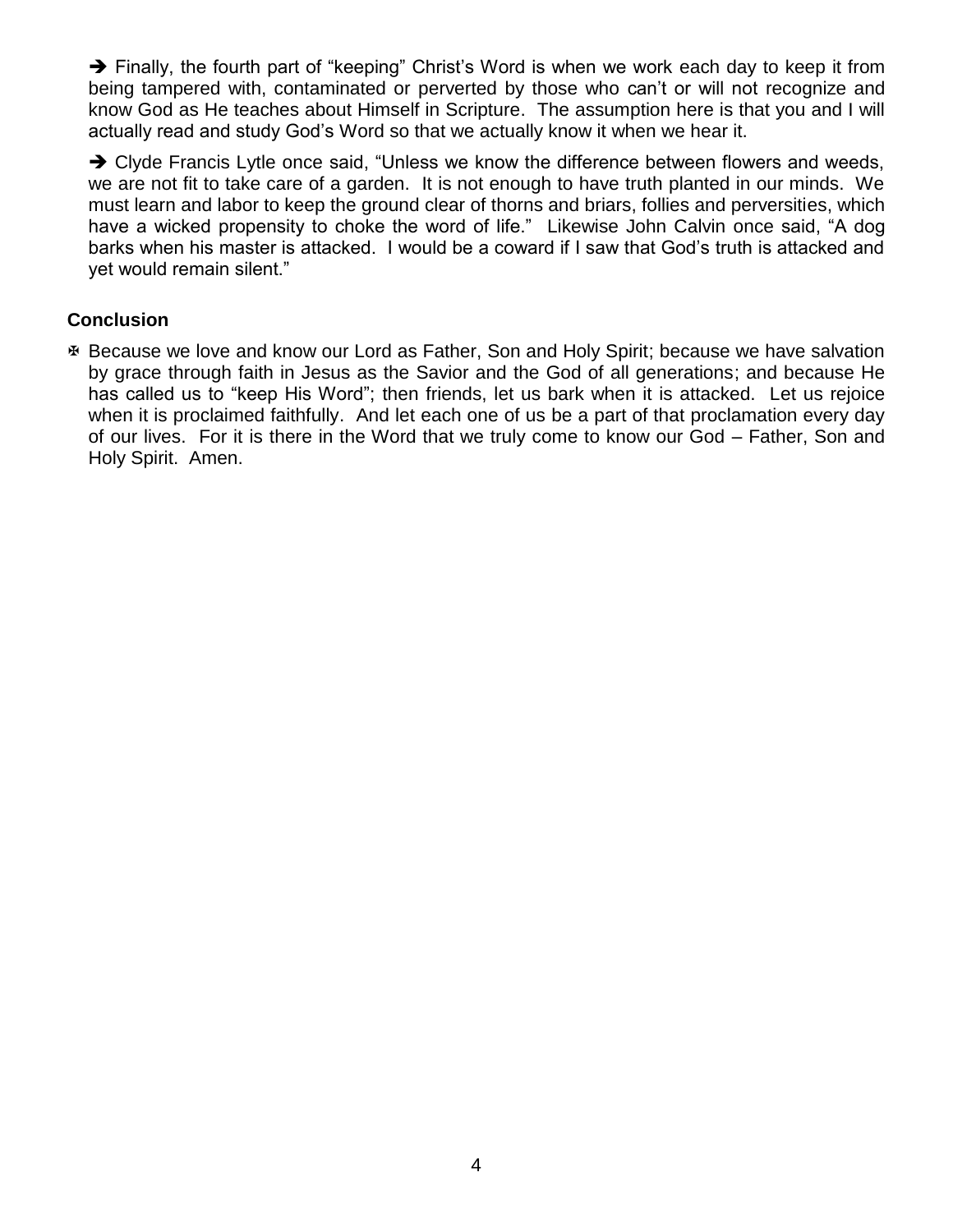➔ Finally, the fourth part of "keeping" Christ's Word is when we work each day to keep it from being tampered with, contaminated or perverted by those who can't or will not recognize and know God as He teaches about Himself in Scripture. The assumption here is that you and I will actually read and study God's Word so that we actually know it when we hear it.

➔ Clyde Francis Lytle once said, "Unless we know the difference between flowers and weeds, we are not fit to take care of a garden. It is not enough to have truth planted in our minds. We must learn and labor to keep the ground clear of thorns and briars, follies and perversities, which have a wicked propensity to choke the word of life." Likewise John Calvin once said, "A dog barks when his master is attacked. I would be a coward if I saw that God's truth is attacked and yet would remain silent."

## Conclusion

✠ Because we love and know our Lord as Father, Son and Holy Spirit; because we have salvation by grace through faith in Jesus as the Savior and the God of all generations; and because He has called us to "keep His Word"; then friends, let us bark when it is attacked. Let us rejoice when it is proclaimed faithfully. And let each one of us be a part of that proclamation every day of our lives. For it is there in the Word that we truly come to know our God – Father, Son and Holy Spirit. Amen.